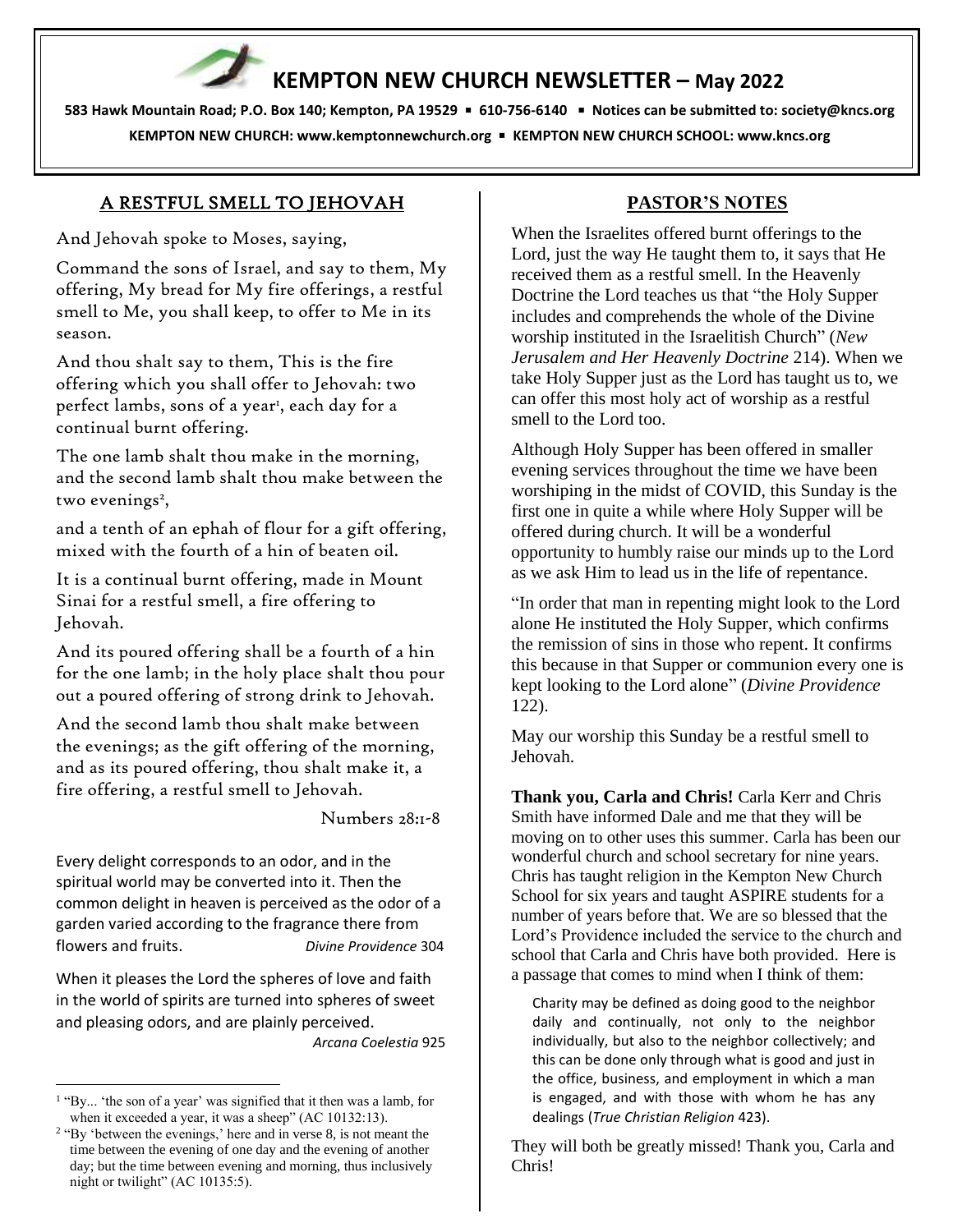# KEMPTON NEW CHURCH NEWSLETTER – May 2022

**583 Hawk Mountain Road; P.O. Box 140; Kempton, PA 19529 ▪ 610-756-6140 ▪ Notices can be submitted to: society@kncs.org**

**KEMPTON NEW CHURCH: www.kemptonnewchurch.org ▪ KEMPTON NEW CHURCH SCHOOL: www.kncs.org**

## A RESTFUL SMELL TO JEHOVAH

And Jehovah spoke to Moses, saying,

Command the sons of Israel, and say to them, My offering, My bread for My fire offerings, a restful smell to Me, you shall keep, to offer to Me in its season.

And thou shalt say to them, This is the fire offering which you shall offer to Jehovah: two perfect lambs, sons of a year[1], each day for a continual burnt offering.

The one lamb shalt thou make in the morning, and the second lamb shalt thou make between the two evenings[2],

and a tenth of an ephah of flour for a gift offering, mixed with the fourth of a hin of beaten oil.

It is a continual burnt offering, made in Mount Sinai for a restful smell, a fire offering to Jehovah.

And its poured offering shall be a fourth of a hin for the one lamb; in the holy place shalt thou pour out a poured offering of strong drink to Jehovah.

And the second lamb thou shalt make between the evenings; as the gift offering of the morning, and as its poured offering, thou shalt make it, a fire offering, a restful smell to Jehovah.

Numbers 28:1-8

Every delight corresponds to an odor, and in the spiritual world may be converted into it. Then the common delight in heaven is perceived as the odor of a garden varied according to the fragrance there from flowers and fruits. *Divine Providence* 304

When it pleases the Lord the spheres of love and faith in the world of spirits are turned into spheres of sweet and pleasing odors, and are plainly perceived. *Arcana Coelestia* 925

[1] "By... 'the son of a year' was signified that it then was a lamb, for when it exceeded a year, it was a sheep" (AC 10132:13).

[2] "By 'between the evenings,' here and in verse 8, is not meant the time between the evening of one day and the evening of another day; but the time between evening and morning, thus inclusively night or twilight" (AC 10135:5).

## PASTOR'S NOTES

When the Israelites offered burnt offerings to the Lord, just the way He taught them to, it says that He received them as a restful smell. In the Heavenly Doctrine the Lord teaches us that "the Holy Supper includes and comprehends the whole of the Divine worship instituted in the Israelitish Church" (*New Jerusalem and Her Heavenly Doctrine* 214). When we take Holy Supper just as the Lord has taught us to, we can offer this most holy act of worship as a restful smell to the Lord too.

Although Holy Supper has been offered in smaller evening services throughout the time we have been worshiping in the midst of COVID, this Sunday is the first one in quite a while where Holy Supper will be offered during church. It will be a wonderful opportunity to humbly raise our minds up to the Lord as we ask Him to lead us in the life of repentance.

"In order that man in repenting might look to the Lord alone He instituted the Holy Supper, which confirms the remission of sins in those who repent. It confirms this because in that Supper or communion every one is kept looking to the Lord alone" (*Divine Providence* 122).

May our worship this Sunday be a restful smell to Jehovah.

**Thank you, Carla and Chris!** Carla Kerr and Chris Smith have informed Dale and me that they will be moving on to other uses this summer. Carla has been our wonderful church and school secretary for nine years. Chris has taught religion in the Kempton New Church School for six years and taught ASPIRE students for a number of years before that. We are so blessed that the Lord's Providence included the service to the church and school that Carla and Chris have both provided. Here is a passage that comes to mind when I think of them:

> Charity may be defined as doing good to the neighbor daily and continually, not only to the neighbor individually, but also to the neighbor collectively; and this can be done only through what is good and just in the office, business, and employment in which a man is engaged, and with those with whom he has any dealings (*True Christian Religion* 423).

They will both be greatly missed! Thank you, Carla and Chris!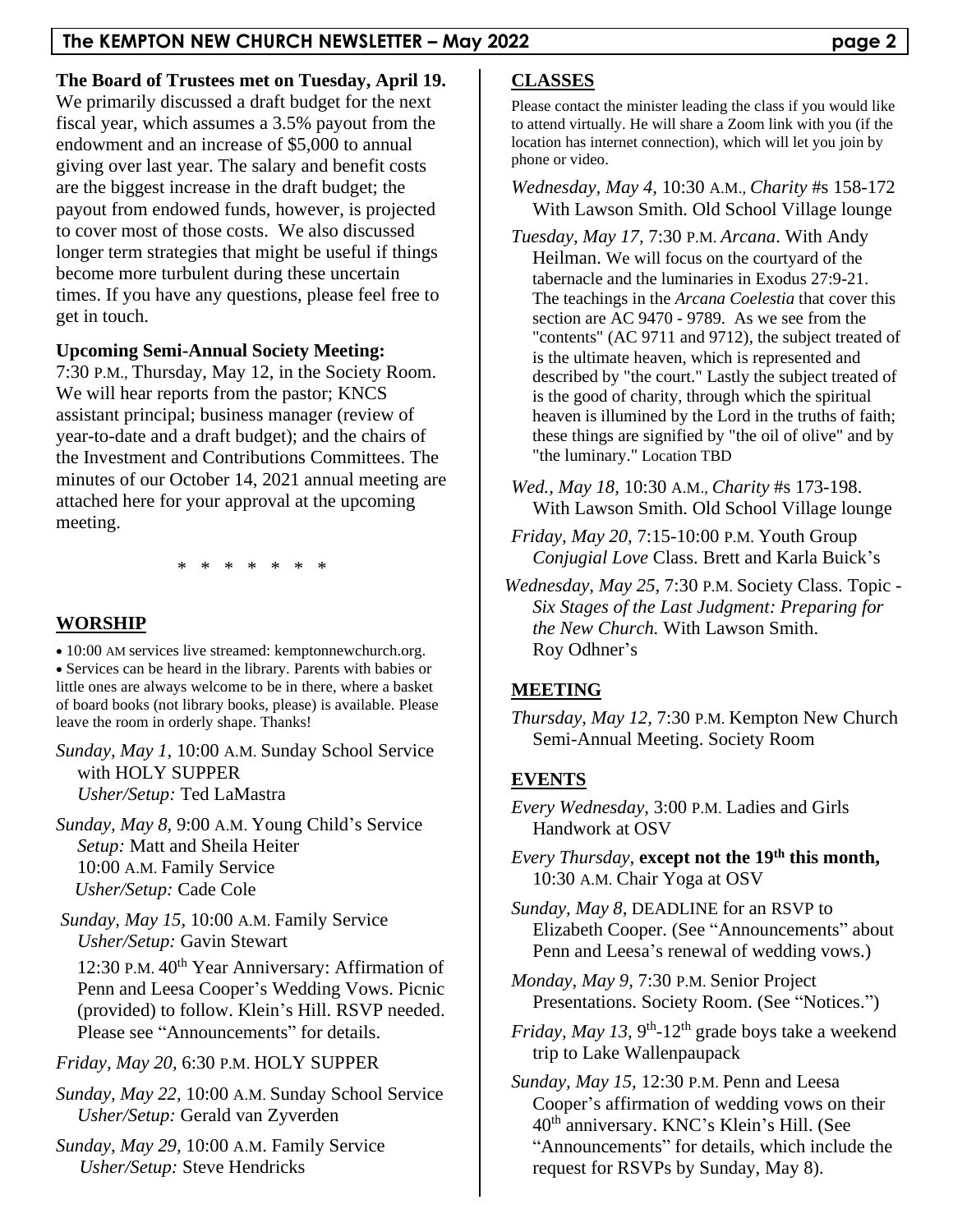**The Board of Trustees met on Tuesday, April 19.** We primarily discussed a draft budget for the next fiscal year, which assumes a 3.5% payout from the endowment and an increase of $5,000 to annual giving over last year. The salary and benefit costs are the biggest increase in the draft budget; the payout from endowed funds, however, is projected to cover most of those costs. We also discussed longer term strategies that might be useful if things become more turbulent during these uncertain times. If you have any questions, please feel free to get in touch.

**Upcoming Semi-Annual Society Meeting:**
7:30 P.M., Thursday, May 12, in the Society Room. We will hear reports from the pastor; KNCS assistant principal; business manager (review of year-to-date and a draft budget); and the chairs of the Investment and Contributions Committees. The minutes of our October 14, 2021 annual meeting are attached here for your approval at the upcoming meeting.

\* \* \* \* \* \* \*

## WORSHIP

- 10:00 AM services live streamed: kemptonnewchurch.org.
- Services can be heard in the library. Parents with babies or little ones are always welcome to be in there, where a basket of board books (not library books, please) is available. Please leave the room in orderly shape. Thanks!

*Sunday, May 1,* 10:00 A.M. Sunday School Service with HOLY SUPPER
*Usher/Setup:* Ted LaMastra

*Sunday, May 8,* 9:00 A.M. Young Child's Service
*Setup:* Matt and Sheila Heiter
10:00 A.M. Family Service
*Usher/Setup:* Cade Cole

*Sunday, May 15,* 10:00 A.M. Family Service
*Usher/Setup:* Gavin Stewart
12:30 P.M. 40th Year Anniversary: Affirmation of Penn and Leesa Cooper's Wedding Vows. Picnic (provided) to follow. Klein's Hill. RSVP needed. Please see "Announcements" for details.

*Friday, May 20,* 6:30 P.M. HOLY SUPPER

*Sunday, May 22,* 10:00 A.M. Sunday School Service
*Usher/Setup:* Gerald van Zyverden

*Sunday, May 29,* 10:00 A.M. Family Service
*Usher/Setup:* Steve Hendricks

## CLASSES

Please contact the minister leading the class if you would like to attend virtually. He will share a Zoom link with you (if the location has internet connection), which will let you join by phone or video.

*Wednesday, May 4,* 10:30 A.M., *Charity* #s 158-172 With Lawson Smith. Old School Village lounge

*Tuesday, May 17,* 7:30 P.M. *Arcana*. With Andy Heilman. We will focus on the courtyard of the tabernacle and the luminaries in Exodus 27:9-21. The teachings in the *Arcana Coelestia* that cover this section are AC 9470 - 9789. As we see from the "contents" (AC 9711 and 9712), the subject treated of is the ultimate heaven, which is represented and described by "the court." Lastly the subject treated of is the good of charity, through which the spiritual heaven is illumined by the Lord in the truths of faith; these things are signified by "the oil of olive" and by "the luminary." Location TBD

*Wed., May 18,* 10:30 A.M., *Charity* #s 173-198. With Lawson Smith. Old School Village lounge

*Friday, May 20,* 7:15-10:00 P.M. Youth Group *Conjugial Love* Class. Brett and Karla Buick's

*Wednesday, May 25,* 7:30 P.M. Society Class. Topic - *Six Stages of the Last Judgment: Preparing for the New Church.* With Lawson Smith. Roy Odhner's

## MEETING

*Thursday, May 12,* 7:30 P.M. Kempton New Church Semi-Annual Meeting. Society Room

## EVENTS

*Every Wednesday,* 3:00 P.M. Ladies and Girls Handwork at OSV

*Every Thursday,* **except not the 19th this month,** 10:30 A.M. Chair Yoga at OSV

*Sunday, May 8,* DEADLINE for an RSVP to Elizabeth Cooper. (See "Announcements" about Penn and Leesa's renewal of wedding vows.)

*Monday, May 9,* 7:30 P.M. Senior Project Presentations. Society Room. (See "Notices.")

*Friday, May 13,* 9th-12th grade boys take a weekend trip to Lake Wallenpaupack

*Sunday, May 15,* 12:30 P.M. Penn and Leesa Cooper's affirmation of wedding vows on their 40th anniversary. KNC's Klein's Hill. (See "Announcements" for details, which include the request for RSVPs by Sunday, May 8).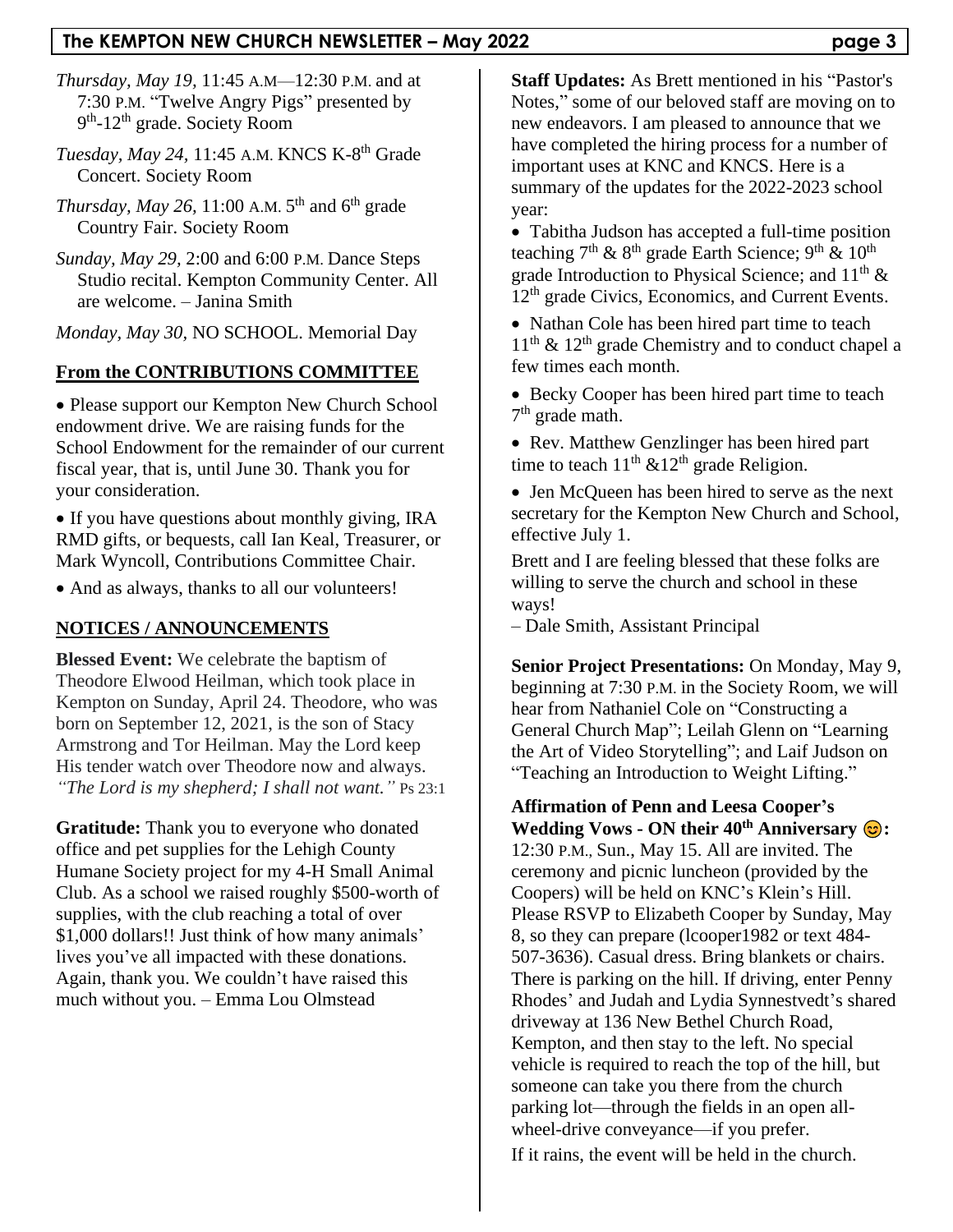*Thursday, May 19,* 11:45 A.M—12:30 P.M. and at 7:30 P.M. "Twelve Angry Pigs" presented by 9th-12th grade. Society Room

*Tuesday, May 24,* 11:45 A.M. KNCS K-8th Grade Concert. Society Room

*Thursday, May 26,* 11:00 A.M. 5th and 6th grade Country Fair. Society Room

*Sunday, May 29,* 2:00 and 6:00 P.M. Dance Steps Studio recital. Kempton Community Center. All are welcome. – Janina Smith

*Monday, May 30,* NO SCHOOL. Memorial Day

## From the CONTRIBUTIONS COMMITTEE

- Please support our Kempton New Church School endowment drive. We are raising funds for the School Endowment for the remainder of our current fiscal year, that is, until June 30. Thank you for your consideration.
- If you have questions about monthly giving, IRA RMD gifts, or bequests, call Ian Keal, Treasurer, or Mark Wyncoll, Contributions Committee Chair.
- And as always, thanks to all our volunteers!

## NOTICES / ANNOUNCEMENTS

**Blessed Event:** We celebrate the baptism of Theodore Elwood Heilman, which took place in Kempton on Sunday, April 24. Theodore, who was born on September 12, 2021, is the son of Stacy Armstrong and Tor Heilman. May the Lord keep His tender watch over Theodore now and always. *"The Lord is my shepherd; I shall not want."* Ps 23:1

**Gratitude:** Thank you to everyone who donated office and pet supplies for the Lehigh County Humane Society project for my 4-H Small Animal Club. As a school we raised roughly $500-worth of supplies, with the club reaching a total of over $1,000 dollars!! Just think of how many animals' lives you've all impacted with these donations. Again, thank you. We couldn't have raised this much without you. – Emma Lou Olmstead

**Staff Updates:** As Brett mentioned in his "Pastor's Notes," some of our beloved staff are moving on to new endeavors. I am pleased to announce that we have completed the hiring process for a number of important uses at KNC and KNCS. Here is a summary of the updates for the 2022-2023 school year:

- Tabitha Judson has accepted a full-time position teaching 7th & 8th grade Earth Science; 9th & 10th grade Introduction to Physical Science; and 11th & 12th grade Civics, Economics, and Current Events.
- Nathan Cole has been hired part time to teach 11th & 12th grade Chemistry and to conduct chapel a few times each month.
- Becky Cooper has been hired part time to teach 7th grade math.
- Rev. Matthew Genzlinger has been hired part time to teach 11th &12th grade Religion.
- Jen McQueen has been hired to serve as the next secretary for the Kempton New Church and School, effective July 1.

Brett and I are feeling blessed that these folks are willing to serve the church and school in these ways!
– Dale Smith, Assistant Principal

**Senior Project Presentations:** On Monday, May 9, beginning at 7:30 P.M. in the Society Room, we will hear from Nathaniel Cole on "Constructing a General Church Map"; Leilah Glenn on "Learning the Art of Video Storytelling"; and Laif Judson on "Teaching an Introduction to Weight Lifting."

**Affirmation of Penn and Leesa Cooper's Wedding Vows - ON their 40th Anniversary 😊:** 12:30 P.M., Sun., May 15. All are invited. The ceremony and picnic luncheon (provided by the Coopers) will be held on KNC's Klein's Hill. Please RSVP to Elizabeth Cooper by Sunday, May 8, so they can prepare (lcooper1982 or text 484-507-3636). Casual dress. Bring blankets or chairs. There is parking on the hill. If driving, enter Penny Rhodes' and Judah and Lydia Synnestvedt's shared driveway at 136 New Bethel Church Road, Kempton, and then stay to the left. No special vehicle is required to reach the top of the hill, but someone can take you there from the church parking lot—through the fields in an open all-wheel-drive conveyance—if you prefer.

If it rains, the event will be held in the church.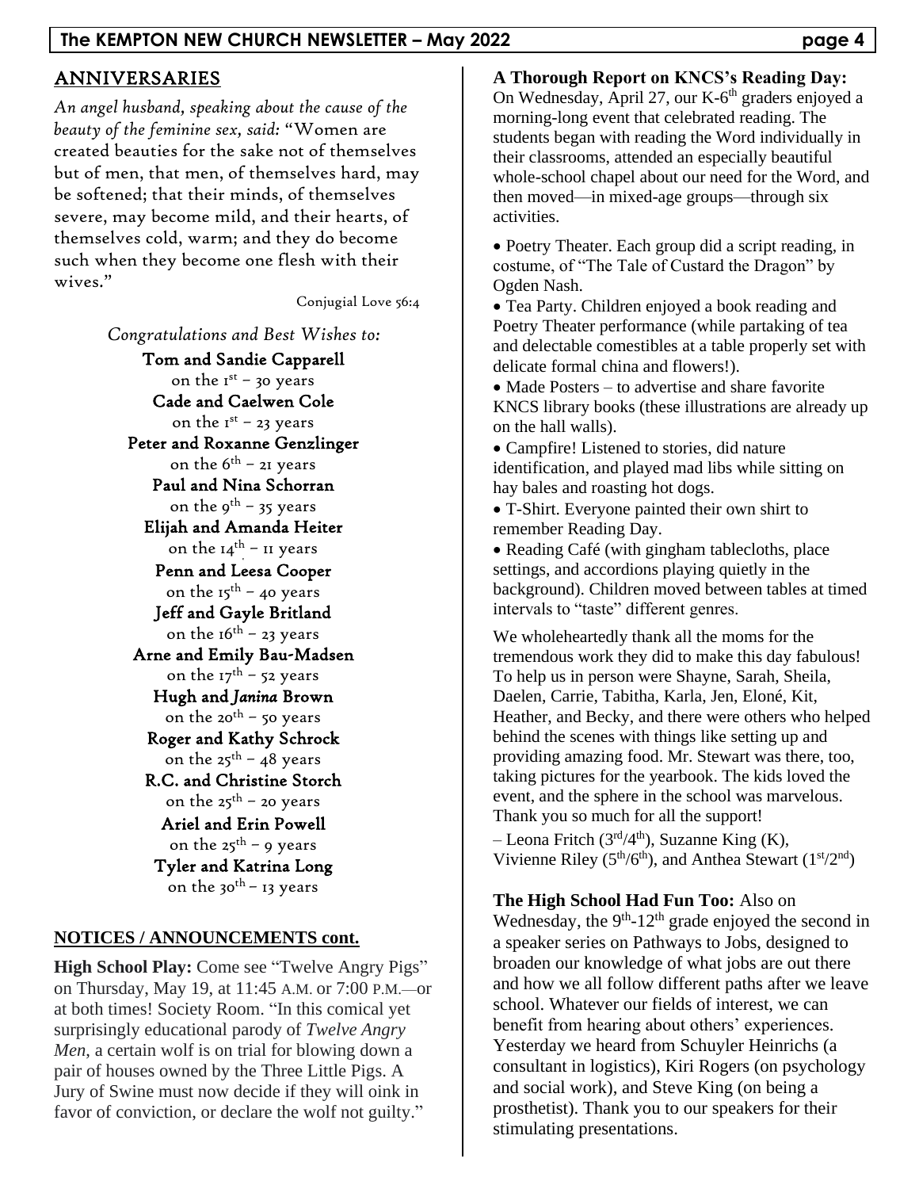## ANNIVERSARIES

*An angel husband, speaking about the cause of the beauty of the feminine sex, said:* "Women are created beauties for the sake not of themselves but of men, that men, of themselves hard, may be softened; that their minds, of themselves severe, may become mild, and their hearts, of themselves cold, warm; and they do become such when they become one flesh with their wives."

Conjugial Love 56:4

*Congratulations and Best Wishes to:*

**Tom and Sandie Capparell**
on the 1st – 30 years

**Cade and Caelwen Cole**
on the 1st – 23 years

**Peter and Roxanne Genzlinger**
on the 6th – 21 years

**Paul and Nina Schorran**
on the 9th – 35 years

**Elijah and Amanda Heiter**
on the 14th – 11 years

**Penn and Leesa Cooper**
on the 15th – 40 years

**Jeff and Gayle Britland**
on the 16th – 23 years

**Arne and Emily Bau-Madsen**
on the 17th – 52 years

**Hugh and *Janina* Brown**
on the 20th – 50 years

**Roger and Kathy Schrock**
on the 25th – 48 years

**R.C. and Christine Storch**
on the 25th – 20 years

**Ariel and Erin Powell**
on the 25th – 9 years

**Tyler and Katrina Long**
on the 30th – 13 years

## NOTICES / ANNOUNCEMENTS cont.

**High School Play:** Come see "Twelve Angry Pigs" on Thursday, May 19, at 11:45 A.M. or 7:00 P.M.—or at both times! Society Room. "In this comical yet surprisingly educational parody of *Twelve Angry Men*, a certain wolf is on trial for blowing down a pair of houses owned by the Three Little Pigs. A Jury of Swine must now decide if they will oink in favor of conviction, or declare the wolf not guilty."

**A Thorough Report on KNCS's Reading Day:** On Wednesday, April 27, our K-6th graders enjoyed a morning-long event that celebrated reading. The students began with reading the Word individually in their classrooms, attended an especially beautiful whole-school chapel about our need for the Word, and then moved—in mixed-age groups—through six activities.

- Poetry Theater. Each group did a script reading, in costume, of "The Tale of Custard the Dragon" by Ogden Nash.
- Tea Party. Children enjoyed a book reading and Poetry Theater performance (while partaking of tea and delectable comestibles at a table properly set with delicate formal china and flowers!).
- Made Posters – to advertise and share favorite KNCS library books (these illustrations are already up on the hall walls).
- Campfire! Listened to stories, did nature identification, and played mad libs while sitting on hay bales and roasting hot dogs.
- T-Shirt. Everyone painted their own shirt to remember Reading Day.
- Reading Café (with gingham tablecloths, place settings, and accordions playing quietly in the background). Children moved between tables at timed intervals to "taste" different genres.

We wholeheartedly thank all the moms for the tremendous work they did to make this day fabulous! To help us in person were Shayne, Sarah, Sheila, Daelen, Carrie, Tabitha, Karla, Jen, Eloné, Kit, Heather, and Becky, and there were others who helped behind the scenes with things like setting up and providing amazing food. Mr. Stewart was there, too, taking pictures for the yearbook. The kids loved the event, and the sphere in the school was marvelous. Thank you so much for all the support!

– Leona Fritch (3rd/4th), Suzanne King (K), Vivienne Riley (5th/6th), and Anthea Stewart (1st/2nd)

**The High School Had Fun Too:** Also on Wednesday, the 9th-12th grade enjoyed the second in a speaker series on Pathways to Jobs, designed to broaden our knowledge of what jobs are out there and how we all follow different paths after we leave school. Whatever our fields of interest, we can benefit from hearing about others' experiences. Yesterday we heard from Schuyler Heinrichs (a consultant in logistics), Kiri Rogers (on psychology and social work), and Steve King (on being a prosthetist). Thank you to our speakers for their stimulating presentations.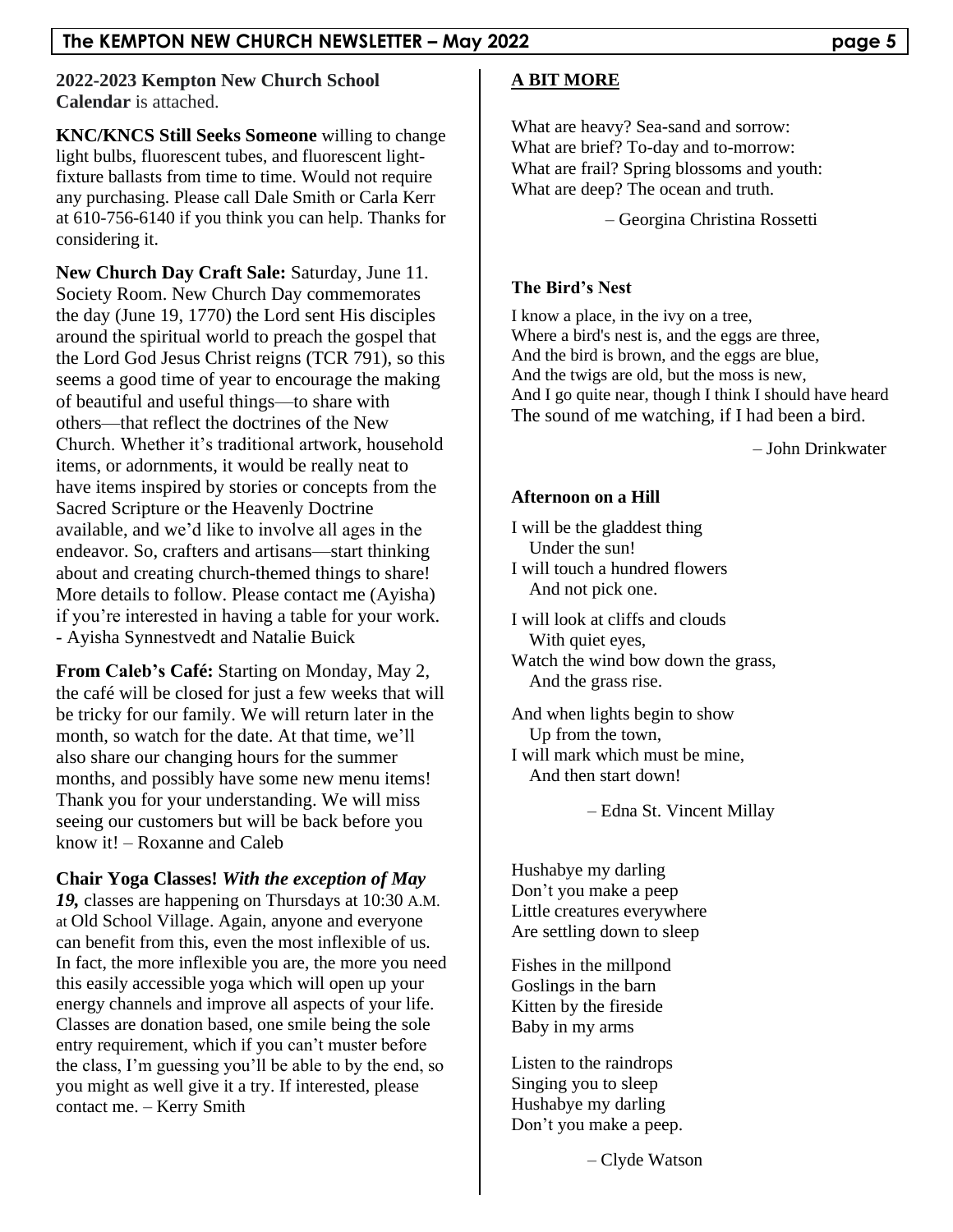**2022-2023 Kempton New Church School Calendar** is attached.

**KNC/KNCS Still Seeks Someone** willing to change light bulbs, fluorescent tubes, and fluorescent light-fixture ballasts from time to time. Would not require any purchasing. Please call Dale Smith or Carla Kerr at 610-756-6140 if you think you can help. Thanks for considering it.

**New Church Day Craft Sale:** Saturday, June 11. Society Room. New Church Day commemorates the day (June 19, 1770) the Lord sent His disciples around the spiritual world to preach the gospel that the Lord God Jesus Christ reigns (TCR 791), so this seems a good time of year to encourage the making of beautiful and useful things—to share with others—that reflect the doctrines of the New Church. Whether it's traditional artwork, household items, or adornments, it would be really neat to have items inspired by stories or concepts from the Sacred Scripture or the Heavenly Doctrine available, and we'd like to involve all ages in the endeavor. So, crafters and artisans—start thinking about and creating church-themed things to share! More details to follow. Please contact me (Ayisha) if you're interested in having a table for your work. - Ayisha Synnestvedt and Natalie Buick

**From Caleb's Café:** Starting on Monday, May 2, the café will be closed for just a few weeks that will be tricky for our family. We will return later in the month, so watch for the date. At that time, we'll also share our changing hours for the summer months, and possibly have some new menu items! Thank you for your understanding. We will miss seeing our customers but will be back before you know it! – Roxanne and Caleb

**Chair Yoga Classes!** ***With the exception of May 19,*** classes are happening on Thursdays at 10:30 A.M. at Old School Village. Again, anyone and everyone can benefit from this, even the most inflexible of us. In fact, the more inflexible you are, the more you need this easily accessible yoga which will open up your energy channels and improve all aspects of your life. Classes are donation based, one smile being the sole entry requirement, which if you can't muster before the class, I'm guessing you'll be able to by the end, so you might as well give it a try. If interested, please contact me. – Kerry Smith

## A BIT MORE

What are heavy? Sea-sand and sorrow:
What are brief? To-day and to-morrow:
What are frail? Spring blossoms and youth:
What are deep? The ocean and truth.

– Georgina Christina Rossetti

### The Bird's Nest

I know a place, in the ivy on a tree,
Where a bird's nest is, and the eggs are three,
And the bird is brown, and the eggs are blue,
And the twigs are old, but the moss is new,
And I go quite near, though I think I should have heard
The sound of me watching, if I had been a bird.

– John Drinkwater

### Afternoon on a Hill

I will be the gladdest thing
Under the sun!
I will touch a hundred flowers
And not pick one.

I will look at cliffs and clouds
With quiet eyes,
Watch the wind bow down the grass,
And the grass rise.

And when lights begin to show
Up from the town,
I will mark which must be mine,
And then start down!

– Edna St. Vincent Millay

Hushabye my darling
Don't you make a peep
Little creatures everywhere
Are settling down to sleep

Fishes in the millpond
Goslings in the barn
Kitten by the fireside
Baby in my arms

Listen to the raindrops
Singing you to sleep
Hushabye my darling
Don't you make a peep.

– Clyde Watson